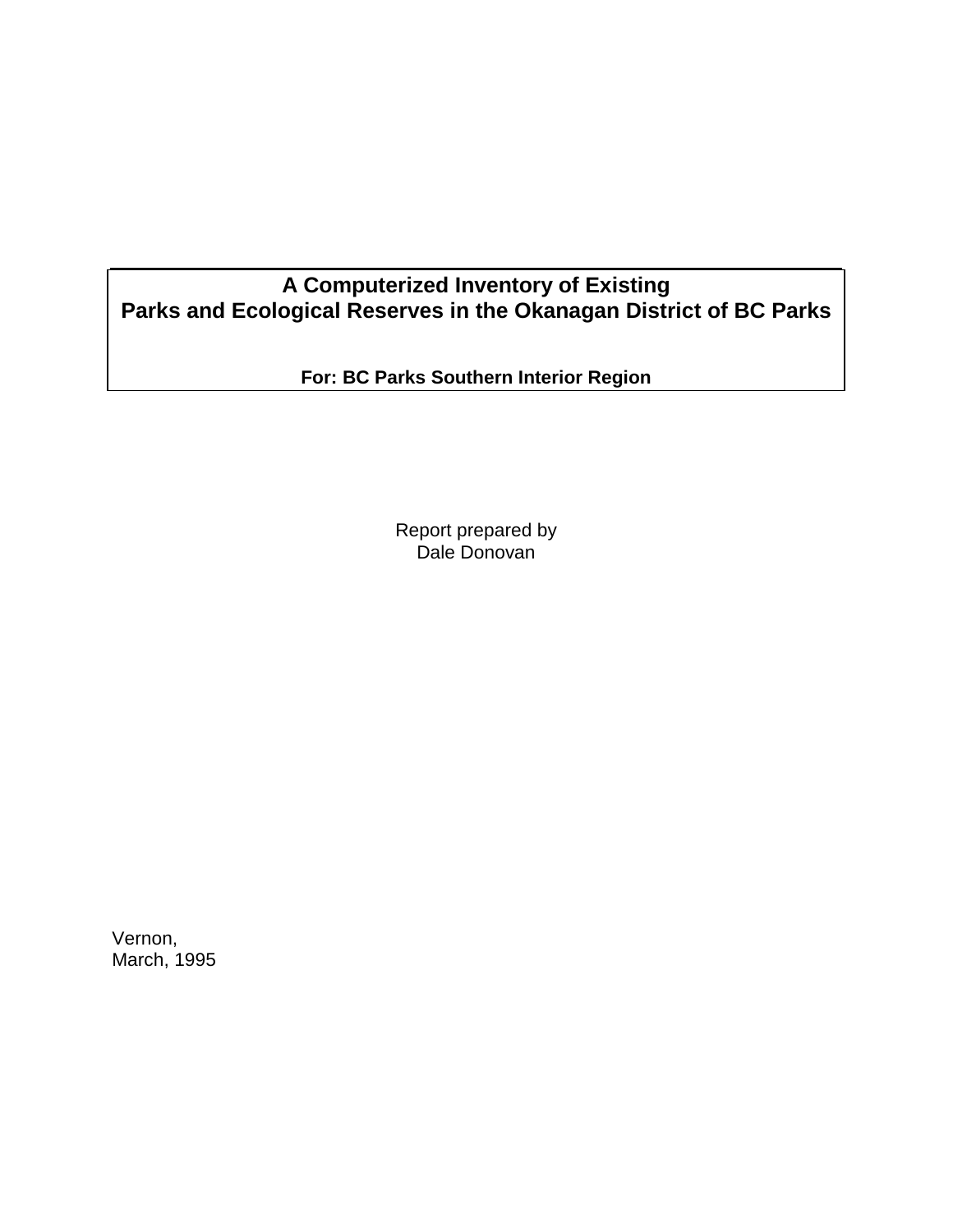# A Computerized Inventory of Existing Parks and Ecological Reserves in the Okanagan District of BC Parks

**For: BC Parks Southern Interior Region**

Report prepared by
Dale Donovan

Vernon,
March, 1995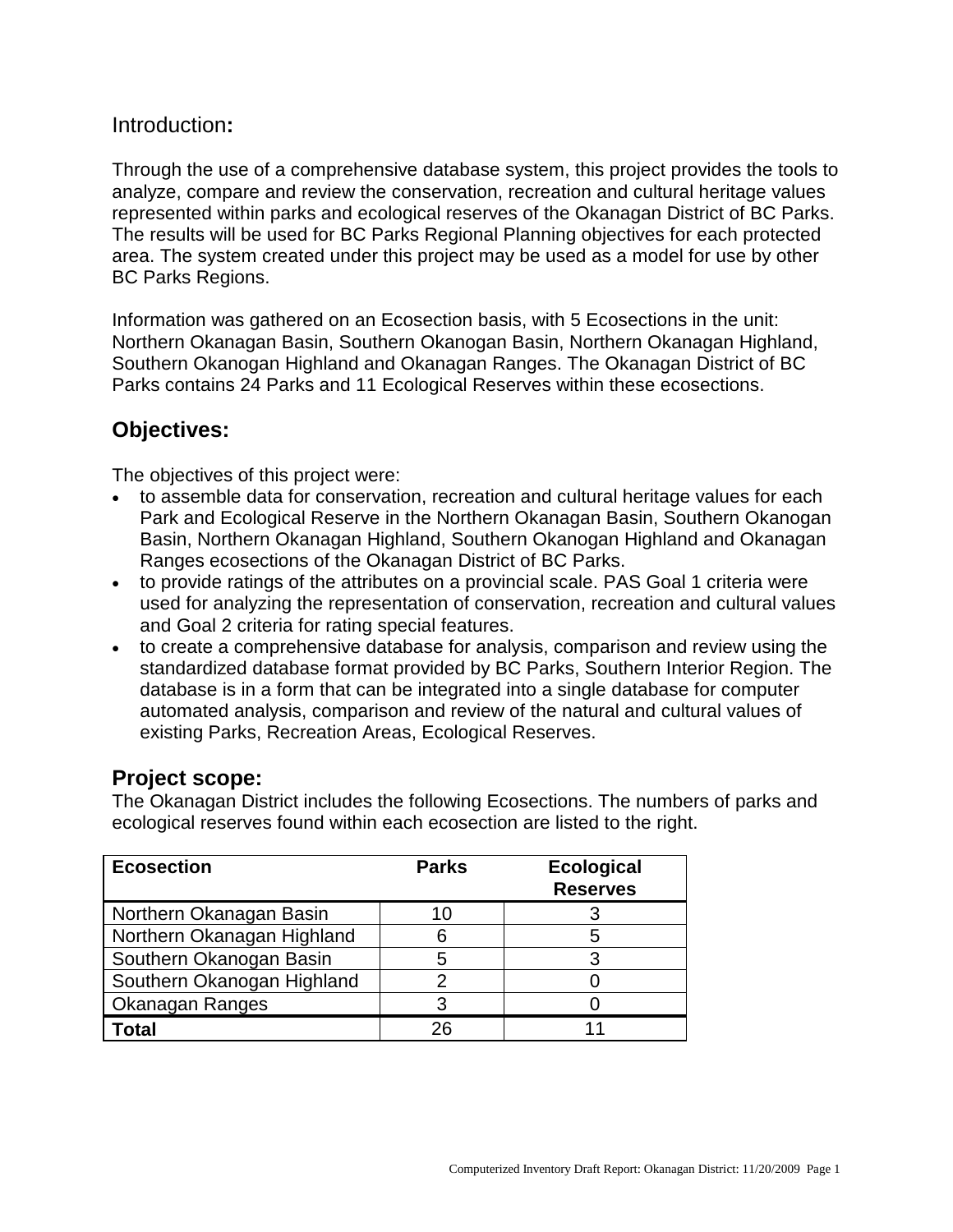## Introduction:

Through the use of a comprehensive database system, this project provides the tools to analyze, compare and review the conservation, recreation and cultural heritage values represented within parks and ecological reserves of the Okanagan District of BC Parks. The results will be used for BC Parks Regional Planning objectives for each protected area. The system created under this project may be used as a model for use by other BC Parks Regions.

Information was gathered on an Ecosection basis, with 5 Ecosections in the unit: Northern Okanagan Basin, Southern Okanogan Basin, Northern Okanagan Highland, Southern Okanogan Highland and Okanagan Ranges. The Okanagan District of BC Parks contains 24 Parks and 11 Ecological Reserves within these ecosections.

## Objectives:

The objectives of this project were:

- to assemble data for conservation, recreation and cultural heritage values for each Park and Ecological Reserve in the Northern Okanagan Basin, Southern Okanogan Basin, Northern Okanagan Highland, Southern Okanogan Highland and Okanagan Ranges ecosections of the Okanagan District of BC Parks.
- to provide ratings of the attributes on a provincial scale. PAS Goal 1 criteria were used for analyzing the representation of conservation, recreation and cultural values and Goal 2 criteria for rating special features.
- to create a comprehensive database for analysis, comparison and review using the standardized database format provided by BC Parks, Southern Interior Region. The database is in a form that can be integrated into a single database for computer automated analysis, comparison and review of the natural and cultural values of existing Parks, Recreation Areas, Ecological Reserves.

## Project scope:

The Okanagan District includes the following Ecosections. The numbers of parks and ecological reserves found within each ecosection are listed to the right.

| Ecosection | Parks | Ecological Reserves |
|---|---|---|
| Northern Okanagan Basin | 10 | 3 |
| Northern Okanagan Highland | 6 | 5 |
| Southern Okanogan Basin | 5 | 3 |
| Southern Okanogan Highland | 2 | 0 |
| Okanagan Ranges | 3 | 0 |
| **Total** | 26 | 11 |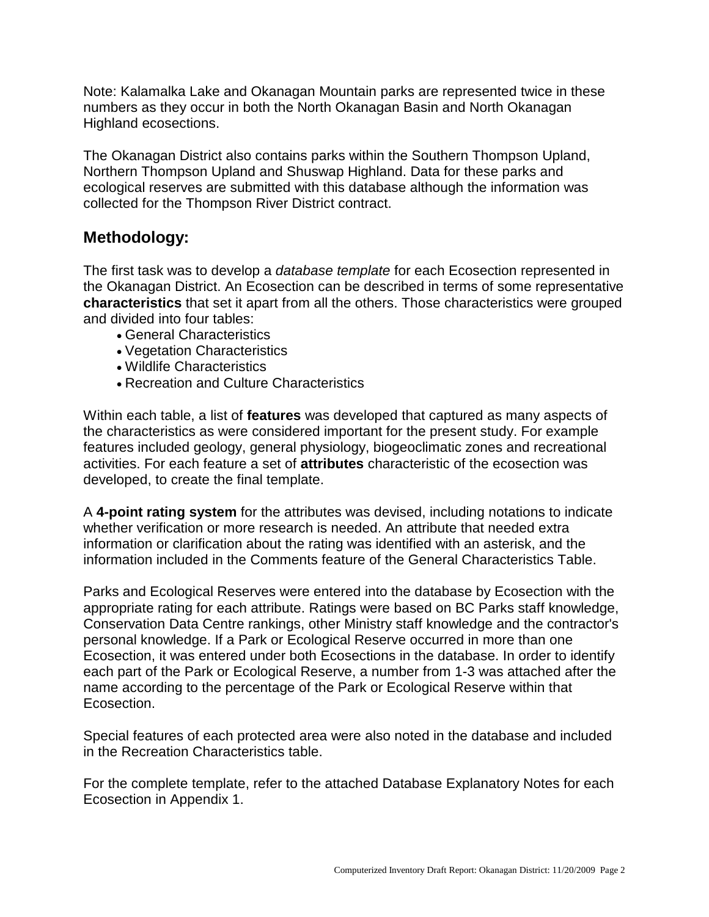Note: Kalamalka Lake and Okanagan Mountain parks are represented twice in these numbers as they occur in both the North Okanagan Basin and North Okanagan Highland ecosections.

The Okanagan District also contains parks within the Southern Thompson Upland, Northern Thompson Upland and Shuswap Highland. Data for these parks and ecological reserves are submitted with this database although the information was collected for the Thompson River District contract.

## Methodology:

The first task was to develop a *database template* for each Ecosection represented in the Okanagan District. An Ecosection can be described in terms of some representative **characteristics** that set it apart from all the others. Those characteristics were grouped and divided into four tables:

- General Characteristics
- Vegetation Characteristics
- Wildlife Characteristics
- Recreation and Culture Characteristics

Within each table, a list of **features** was developed that captured as many aspects of the characteristics as were considered important for the present study. For example features included geology, general physiology, biogeoclimatic zones and recreational activities. For each feature a set of **attributes** characteristic of the ecosection was developed, to create the final template.

A **4-point rating system** for the attributes was devised, including notations to indicate whether verification or more research is needed. An attribute that needed extra information or clarification about the rating was identified with an asterisk, and the information included in the Comments feature of the General Characteristics Table.

Parks and Ecological Reserves were entered into the database by Ecosection with the appropriate rating for each attribute. Ratings were based on BC Parks staff knowledge, Conservation Data Centre rankings, other Ministry staff knowledge and the contractor's personal knowledge. If a Park or Ecological Reserve occurred in more than one Ecosection, it was entered under both Ecosections in the database. In order to identify each part of the Park or Ecological Reserve, a number from 1-3 was attached after the name according to the percentage of the Park or Ecological Reserve within that Ecosection.

Special features of each protected area were also noted in the database and included in the Recreation Characteristics table.

For the complete template, refer to the attached Database Explanatory Notes for each Ecosection in Appendix 1.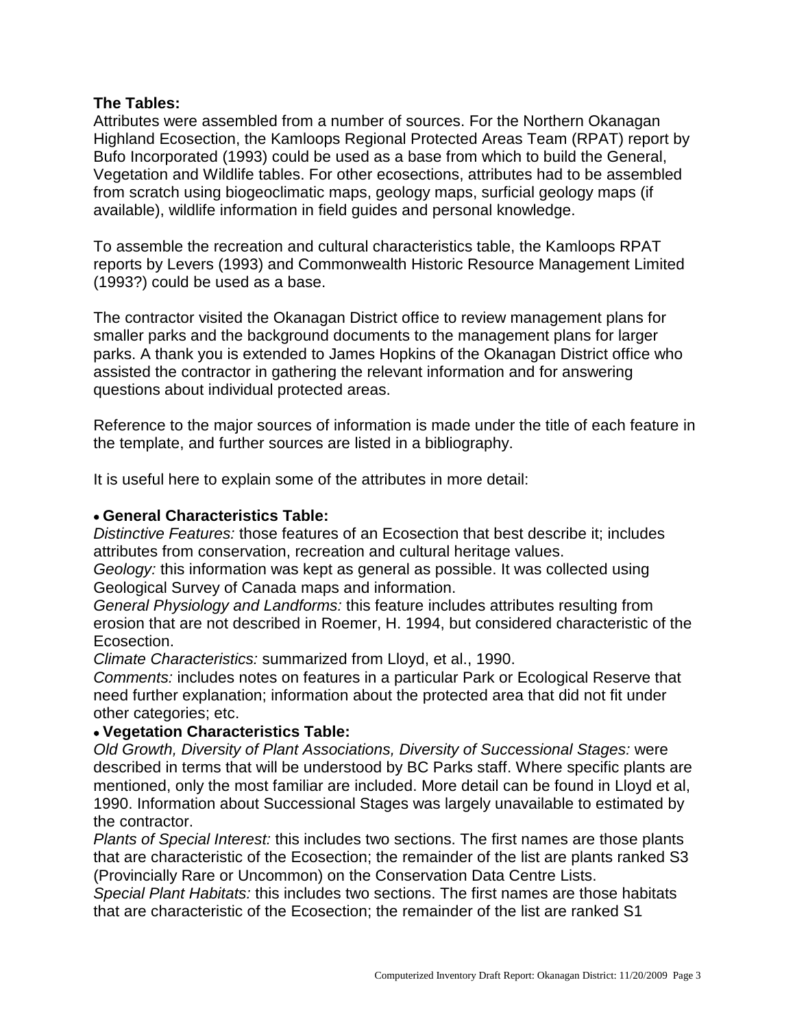**The Tables:**

Attributes were assembled from a number of sources. For the Northern Okanagan Highland Ecosection, the Kamloops Regional Protected Areas Team (RPAT) report by Bufo Incorporated (1993) could be used as a base from which to build the General, Vegetation and Wildlife tables. For other ecosections, attributes had to be assembled from scratch using biogeoclimatic maps, geology maps, surficial geology maps (if available), wildlife information in field guides and personal knowledge.

To assemble the recreation and cultural characteristics table, the Kamloops RPAT reports by Levers (1993) and Commonwealth Historic Resource Management Limited (1993?) could be used as a base.

The contractor visited the Okanagan District office to review management plans for smaller parks and the background documents to the management plans for larger parks. A thank you is extended to James Hopkins of the Okanagan District office who assisted the contractor in gathering the relevant information and for answering questions about individual protected areas.

Reference to the major sources of information is made under the title of each feature in the template, and further sources are listed in a bibliography.

It is useful here to explain some of the attributes in more detail:

- **General Characteristics Table:**

*Distinctive Features:* those features of an Ecosection that best describe it; includes attributes from conservation, recreation and cultural heritage values.
*Geology:* this information was kept as general as possible. It was collected using Geological Survey of Canada maps and information.
*General Physiology and Landforms:* this feature includes attributes resulting from erosion that are not described in Roemer, H. 1994, but considered characteristic of the Ecosection.
*Climate Characteristics:* summarized from Lloyd, et al., 1990.
*Comments:* includes notes on features in a particular Park or Ecological Reserve that need further explanation; information about the protected area that did not fit under other categories; etc.

- **Vegetation Characteristics Table:**

*Old Growth, Diversity of Plant Associations, Diversity of Successional Stages:* were described in terms that will be understood by BC Parks staff. Where specific plants are mentioned, only the most familiar are included. More detail can be found in Lloyd et al, 1990. Information about Successional Stages was largely unavailable to estimated by the contractor.
*Plants of Special Interest:* this includes two sections. The first names are those plants that are characteristic of the Ecosection; the remainder of the list are plants ranked S3 (Provincially Rare or Uncommon) on the Conservation Data Centre Lists.
*Special Plant Habitats:* this includes two sections. The first names are those habitats that are characteristic of the Ecosection; the remainder of the list are ranked S1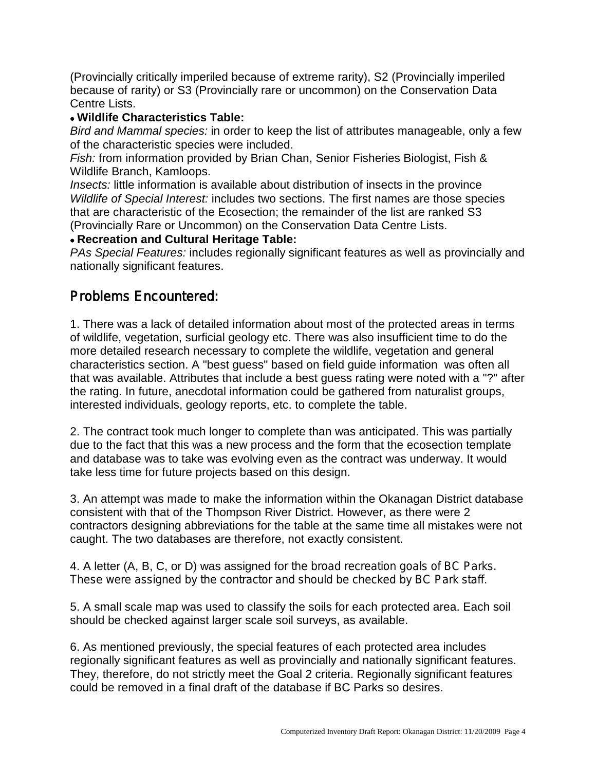(Provincially critically imperiled because of extreme rarity), S2 (Provincially imperiled because of rarity) or S3 (Provincially rare or uncommon) on the Conservation Data Centre Lists.

- **Wildlife Characteristics Table:**

*Bird and Mammal species:* in order to keep the list of attributes manageable, only a few of the characteristic species were included.
*Fish:* from information provided by Brian Chan, Senior Fisheries Biologist, Fish & Wildlife Branch, Kamloops.
*Insects:* little information is available about distribution of insects in the province
*Wildlife of Special Interest:* includes two sections. The first names are those species that are characteristic of the Ecosection; the remainder of the list are ranked S3 (Provincially Rare or Uncommon) on the Conservation Data Centre Lists.

- **Recreation and Cultural Heritage Table:**

*PAs Special Features:* includes regionally significant features as well as provincially and nationally significant features.

## Problems Encountered:

1. There was a lack of detailed information about most of the protected areas in terms of wildlife, vegetation, surficial geology etc. There was also insufficient time to do the more detailed research necessary to complete the wildlife, vegetation and general characteristics section. A "best guess" based on field guide information was often all that was available. Attributes that include a best guess rating were noted with a "?" after the rating. In future, anecdotal information could be gathered from naturalist groups, interested individuals, geology reports, etc. to complete the table.

2. The contract took much longer to complete than was anticipated. This was partially due to the fact that this was a new process and the form that the ecosection template and database was to take was evolving even as the contract was underway. It would take less time for future projects based on this design.

3. An attempt was made to make the information within the Okanagan District database consistent with that of the Thompson River District. However, as there were 2 contractors designing abbreviations for the table at the same time all mistakes were not caught. The two databases are therefore, not exactly consistent.

4. A letter (A, B, C, or D) was assigned for the broad recreation goals of BC Parks. These were assigned by the contractor and should be checked by BC Park staff.

5. A small scale map was used to classify the soils for each protected area. Each soil should be checked against larger scale soil surveys, as available.

6. As mentioned previously, the special features of each protected area includes regionally significant features as well as provincially and nationally significant features. They, therefore, do not strictly meet the Goal 2 criteria. Regionally significant features could be removed in a final draft of the database if BC Parks so desires.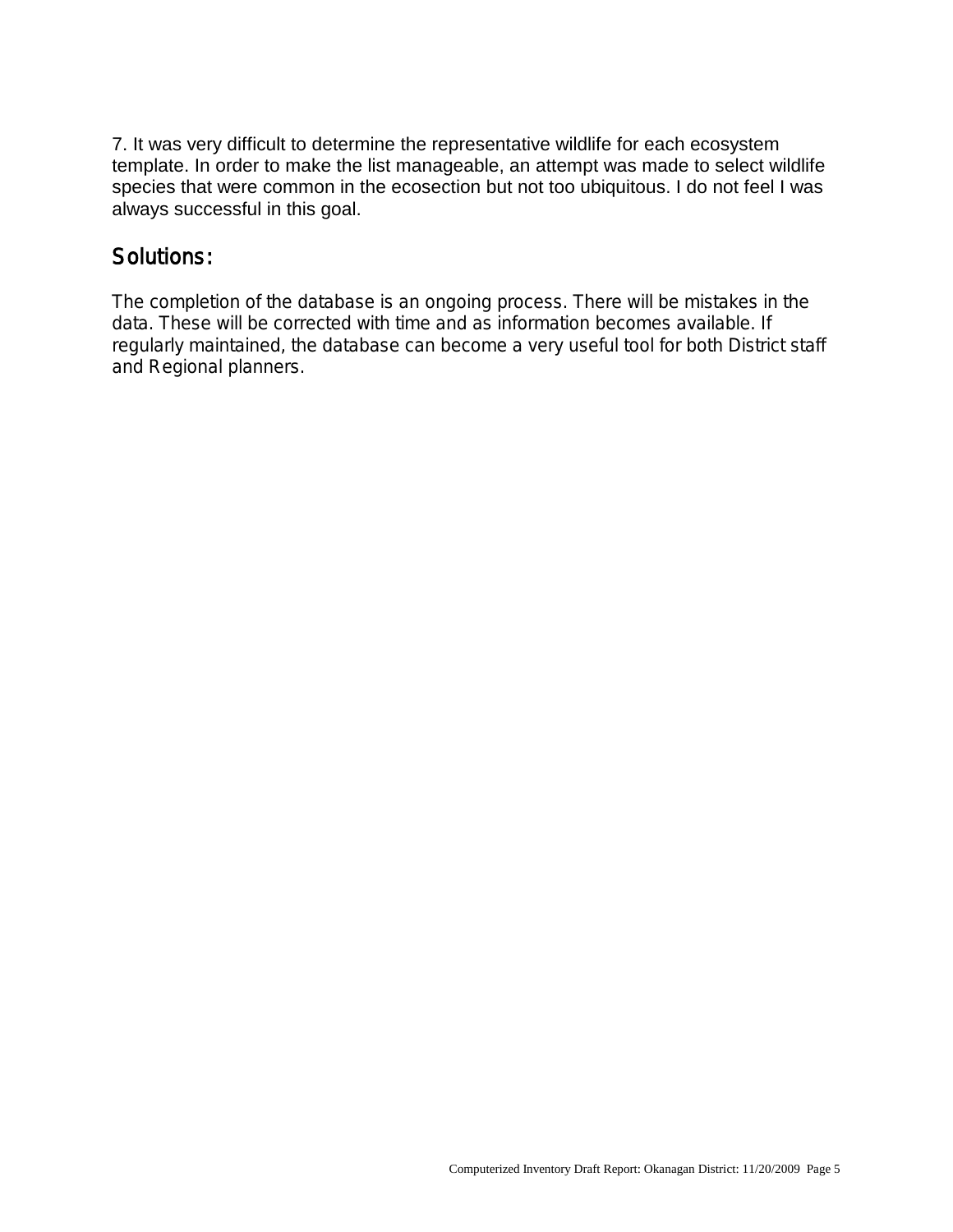7. It was very difficult to determine the representative wildlife for each ecosystem template. In order to make the list manageable, an attempt was made to select wildlife species that were common in the ecosection but not too ubiquitous. I do not feel I was always successful in this goal.

## Solutions:

The completion of the database is an ongoing process. There will be mistakes in the data. These will be corrected with time and as information becomes available. If regularly maintained, the database can become a very useful tool for both District staff and Regional planners.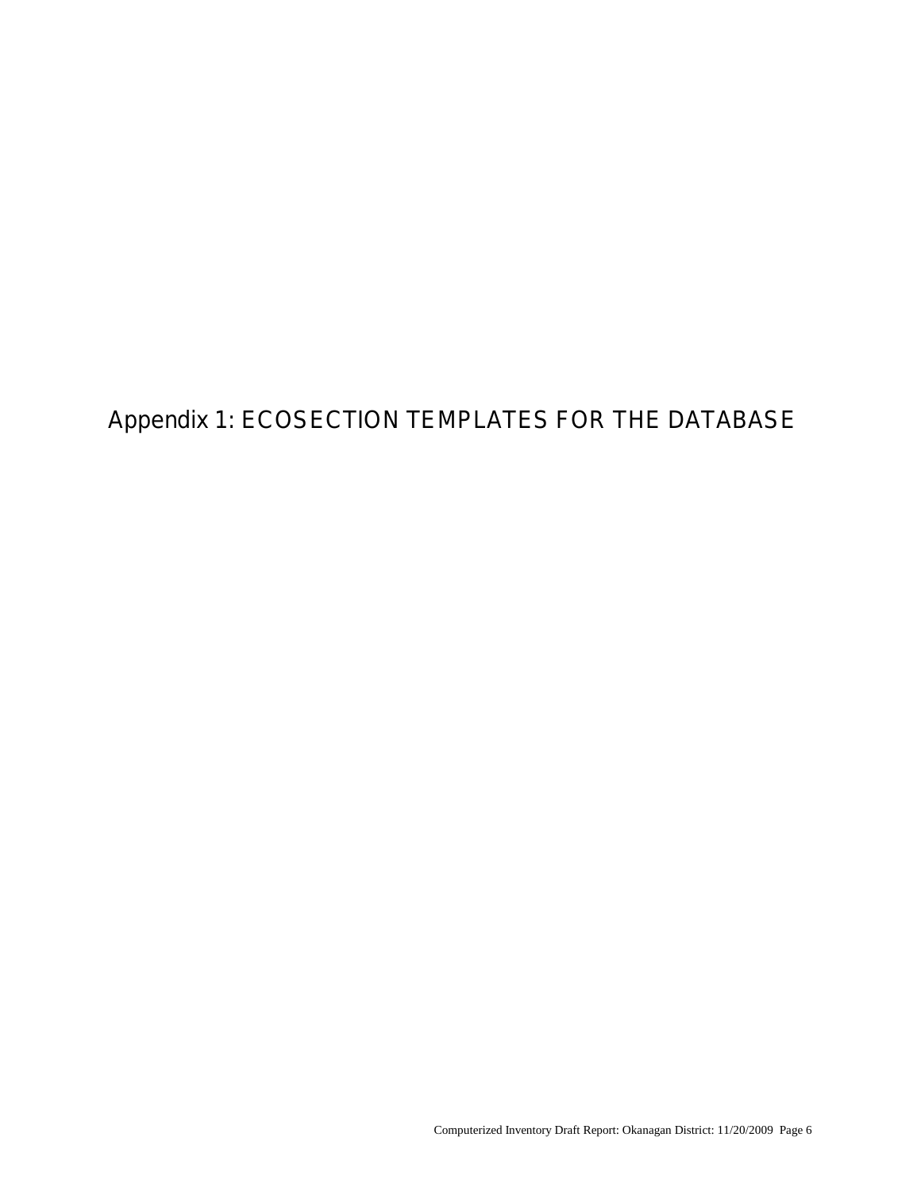# Appendix 1: ECOSECTION TEMPLATES FOR THE DATABASE